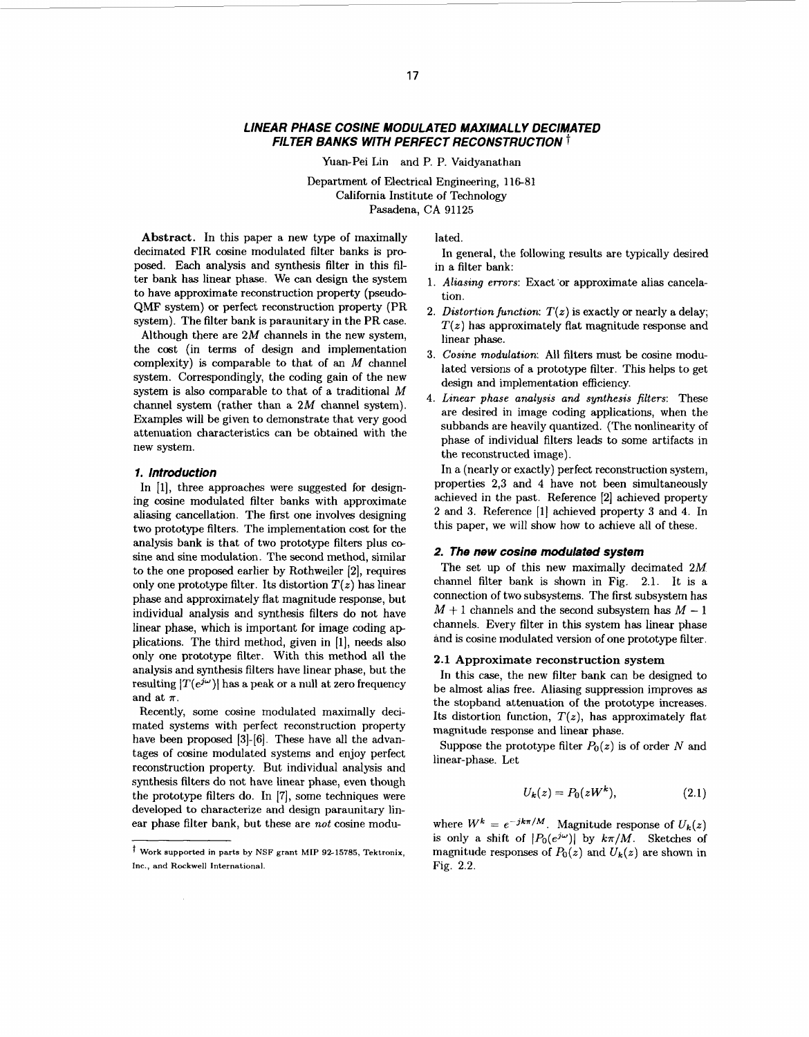# LINEAR PHASE COSINE MODULATED MAXIMALLY DECIMATED FILTER BANKS WITH PERFECT RECONSTRUCTION †

Yuan-Pei Lin and P. P. Vaidyanathan

Department of Electrical Engineering, 116-81
California Institute of Technology
Pasadena, CA 91125

**Abstract.** In this paper a new type of maximally decimated FIR cosine modulated filter banks is proposed. Each analysis and synthesis filter in this filter bank has linear phase. We can design the system to have approximate reconstruction property (pseudo-QMF system) or perfect reconstruction property (PR system). The filter bank is paraunitary in the PR case.

Although there are $2M$ channels in the new system, the cost (in terms of design and implementation complexity) is comparable to that of an $M$ channel system. Correspondingly, the coding gain of the new system is also comparable to that of a traditional $M$ channel system (rather than a $2M$ channel system). Examples will be given to demonstrate that very good attenuation characteristics can be obtained with the new system.

## 1. Introduction

In [1], three approaches were suggested for designing cosine modulated filter banks with approximate aliasing cancellation. The first one involves designing two prototype filters. The implementation cost for the analysis bank is that of two prototype filters plus cosine and sine modulation. The second method, similar to the one proposed earlier by Rothweiler [2], requires only one prototype filter. Its distortion $T(z)$ has linear phase and approximately flat magnitude response, but individual analysis and synthesis filters do not have linear phase, which is important for image coding applications. The third method, given in [1], needs also only one prototype filter. With this method all the analysis and synthesis filters have linear phase, but the resulting $|T(e^{j\omega})|$ has a peak or a null at zero frequency and at $\pi$.

Recently, some cosine modulated maximally decimated systems with perfect reconstruction property have been proposed [3]-[6]. These have all the advantages of cosine modulated systems and enjoy perfect reconstruction property. But individual analysis and synthesis filters do not have linear phase, even though the prototype filters do. In [7], some techniques were developed to characterize and design paraunitary linear phase filter bank, but these are *not* cosine modulated.

In general, the following results are typically desired in a filter bank:

1. *Aliasing errors*: Exact or approximate alias cancelation.
2. *Distortion function*: $T(z)$ is exactly or nearly a delay; $T(z)$ has approximately flat magnitude response and linear phase.
3. *Cosine modulation*: All filters must be cosine modulated versions of a prototype filter. This helps to get design and implementation efficiency.
4. *Linear phase analysis and synthesis filters*: These are desired in image coding applications, when the subbands are heavily quantized. (The nonlinearity of phase of individual filters leads to some artifacts in the reconstructed image).

In a (nearly or exactly) perfect reconstruction system, properties 2,3 and 4 have not been simultaneously achieved in the past. Reference [2] achieved property 2 and 3. Reference [1] achieved property 3 and 4. In this paper, we will show how to achieve all of these.

## 2. The new cosine modulated system

The set up of this new maximally decimated $2M$ channel filter bank is shown in Fig. 2.1. It is a connection of two subsystems. The first subsystem has $M+1$ channels and the second subsystem has $M-1$ channels. Every filter in this system has linear phase and is cosine modulated version of one prototype filter.

### 2.1 Approximate reconstruction system

In this case, the new filter bank can be designed to be almost alias free. Aliasing suppression improves as the stopband attenuation of the prototype increases. Its distortion function, $T(z)$, has approximately flat magnitude response and linear phase.

Suppose the prototype filter $P_0(z)$ is of order $N$ and linear-phase. Let

$$U_k(z) = P_0(zW^k), \qquad (2.1)$$

where $W^k = e^{-jk\pi/M}$. Magnitude response of $U_k(z)$ is only a shift of $|P_0(e^{j\omega})|$ by $k\pi/M$. Sketches of magnitude responses of $P_0(z)$ and $U_k(z)$ are shown in Fig. 2.2.

---

† Work supported in parts by NSF grant MIP 92-15785, Tektronix, Inc., and Rockwell International.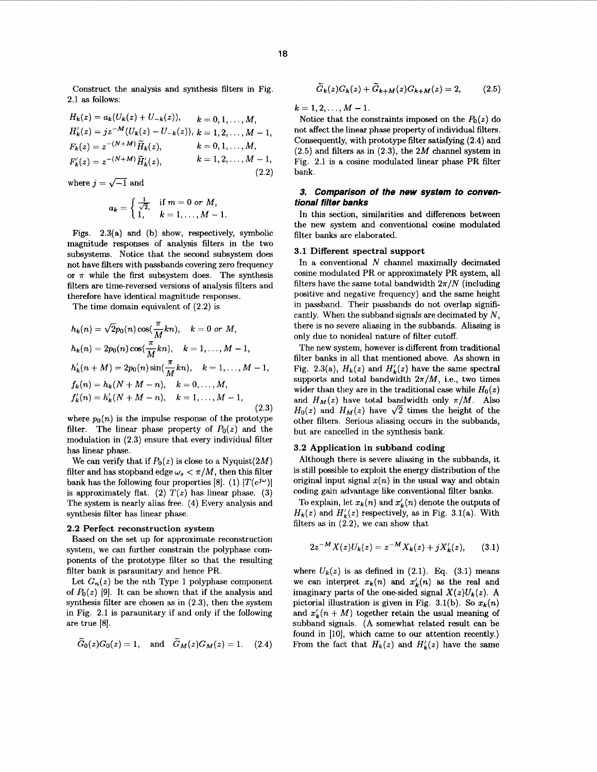Construct the analysis and synthesis filters in Fig. 2.1 as follows:

$$
\begin{aligned}
H_k(z) &= a_k(U_k(z) + U_{-k}(z)), & k &= 0, 1, \ldots, M, \\
H'_k(z) &= jz^{-M}(U_k(z) - U_{-k}(z)), & k &= 1, 2, \ldots, M-1, \\
F_k(z) &= z^{-(N+M)}\widetilde{H}_k(z), & k &= 0, 1, \ldots, M, \\
F'_k(z) &= z^{-(N+M)}\widetilde{H}'_k(z), & k &= 1, 2, \ldots, M-1,
\end{aligned}
\tag{2.2}
$$

where $j = \sqrt{-1}$ and

$$
a_k = \begin{cases} \frac{1}{\sqrt{2}}, & \text{if } m = 0 \text{ or } M, \\ 1, & k = 1, \ldots, M-1. \end{cases}
$$

Figs. 2.3(a) and (b) show, respectively, symbolic magnitude responses of analysis filters in the two subsystems. Notice that the second subsystem does not have filters with passbands covering zero frequency or $\pi$ while the first subsystem does. The synthesis filters are time-reversed versions of analysis filters and therefore have identical magnitude responses.

The time domain equivalent of (2.2) is

$$
\begin{aligned}
h_k(n) &= \sqrt{2}p_0(n)\cos(\frac{\pi}{M}kn), & k &= 0 \text{ or } M, \\
h_k(n) &= 2p_0(n)\cos(\frac{\pi}{M}kn), & k &= 1, \ldots, M-1, \\
h'_k(n+M) &= 2p_0(n)\sin(\frac{\pi}{M}kn), & k &= 1, \ldots, M-1, \\
f_k(n) &= h_k(N+M-n), & k &= 0, \ldots, M, \\
f'_k(n) &= h'_k(N+M-n), & k &= 1, \ldots, M-1,
\end{aligned}
\tag{2.3}
$$

where $p_0(n)$ is the impulse response of the prototype filter. The linear phase property of $P_0(z)$ and the modulation in (2.3) ensure that every individual filter has linear phase.

We can verify that if $P_0(z)$ is close to a Nyquist($2M$) filter and has stopband edge $\omega_s < \pi/M$, then this filter bank has the following four properties [8]. (1) $|T(e^{j\omega})|$ is approximately flat. (2) $T(z)$ has linear phase. (3) The system is nearly alias free. (4) Every analysis and synthesis filter has linear phase.

### 2.2 Perfect reconstruction system

Based on the set up for approximate reconstruction system, we can further constrain the polyphase components of the prototype filter so that the resulting filter bank is paraunitary and hence PR.

Let $G_n(z)$ be the $n$th Type 1 polyphase component of $P_0(z)$ [9]. It can be shown that if the analysis and synthesis filter are chosen as in (2.3), then the system in Fig. 2.1 is paraunitary if and only if the following are true [8].

$$
\widetilde{G}_0(z)G_0(z) = 1, \quad \text{and} \quad \widetilde{G}_M(z)G_M(z) = 1. \tag{2.4}
$$

$$
\widetilde{G}_k(z)G_k(z) + \widetilde{G}_{k+M}(z)G_{k+M}(z) = 2, \tag{2.5}
$$

$k = 1, 2, \ldots, M-1$.

Notice that the constraints imposed on the $P_0(z)$ do not affect the linear phase property of individual filters. Consequently, with prototype filter satisfying (2.4) and (2.5) and filters as in (2.3), the $2M$ channel system in Fig. 2.1 is a cosine modulated linear phase PR filter bank.

## 3. Comparison of the new system to conventional filter banks

In this section, similarities and differences between the new system and conventional cosine modulated filter banks are elaborated.

### 3.1 Different spectral support

In a conventional $N$ channel maximally decimated cosine modulated PR or approximately PR system, all filters have the same total bandwidth $2\pi/N$ (including positive and negative frequency) and the same height in passband. Their passbands do not overlap significantly. When the subband signals are decimated by $N$, there is no severe aliasing in the subbands. Aliasing is only due to nonideal nature of filter cutoff.

The new system, however is different from traditional filter banks in all that mentioned above. As shown in Fig. 2.3(a), $H_k(z)$ and $H'_k(z)$ have the same spectral supports and total bandwidth $2\pi/M$, i.e., two times wider than they are in the traditional case while $H_0(z)$ and $H_M(z)$ have total bandwidth only $\pi/M$. Also $H_0(z)$ and $H_M(z)$ have $\sqrt{2}$ times the height of the other filters. Serious aliasing occurs in the subbands, but are cancelled in the synthesis bank.

### 3.2 Application in subband coding

Although there is severe aliasing in the subbands, it is still possible to exploit the energy distribution of the original input signal $x(n)$ in the usual way and obtain coding gain advantage like conventional filter banks.

To explain, let $x_k(n)$ and $x'_k(n)$ denote the outputs of $H_k(z)$ and $H'_k(z)$ respectively, as in Fig. 3.1(a). With filters as in (2.2), we can show that

$$
2z^{-M}X(z)U_k(z) = z^{-M}X_k(z) + jX'_k(z), \tag{3.1}
$$

where $U_k(z)$ is as defined in (2.1). Eq. (3.1) means we can interpret $x_k(n)$ and $x'_k(n)$ as the real and imaginary parts of the one-sided signal $X(z)U_k(z)$. A pictorial illustration is given in Fig. 3.1(b). So $x_k(n)$ and $x'_k(n+M)$ together retain the usual meaning of subband signals. (A somewhat related result can be found in [10], which came to our attention recently.) From the fact that $H_k(z)$ and $H'_k(z)$ have the same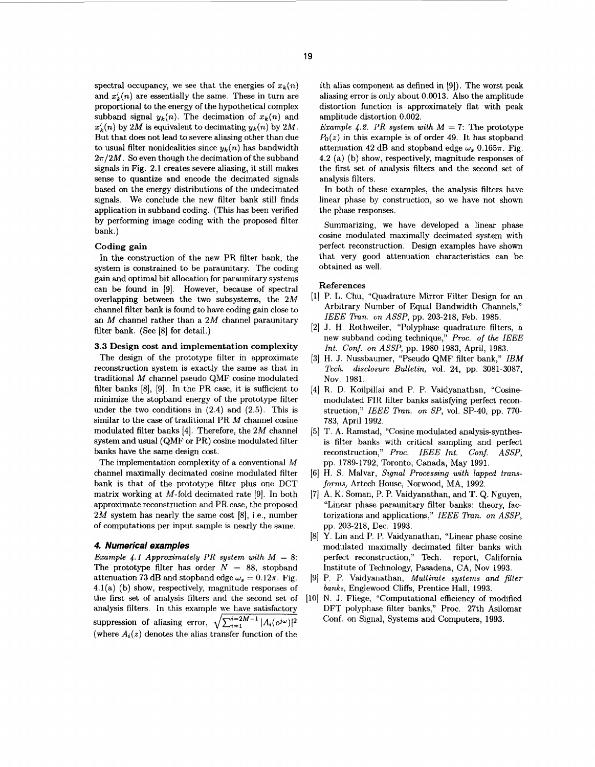spectral occupancy, we see that the energies of $x_k(n)$ and $x'_k(n)$ are essentially the same. These in turn are proportional to the energy of the hypothetical complex subband signal $y_k(n)$. The decimation of $x_k(n)$ and $x'_k(n)$ by $2M$ is equivalent to decimating $y_k(n)$ by $2M$. But that does not lead to severe aliasing other than due to usual filter nonidealities since $y_k(n)$ has bandwidth $2\pi/2M$. So even though the decimation of the subband signals in Fig. 2.1 creates severe aliasing, it still makes sense to quantize and encode the decimated signals based on the energy distributions of the undecimated signals. We conclude the new filter bank still finds application in subband coding. (This has been verified by performing image coding with the proposed filter bank.)

**Coding gain**

In the construction of the new PR filter bank, the system is constrained to be paraunitary. The coding gain and optimal bit allocation for paraunitary systems can be found in [9]. However, because of spectral overlapping between the two subsystems, the $2M$ channel filter bank is found to have coding gain close to an $M$ channel rather than a $2M$ channel paraunitary filter bank. (See [8] for detail.)

### 3.3 Design cost and implementation complexity

The design of the prototype filter in approximate reconstruction system is exactly the same as that in traditional $M$ channel pseudo QMF cosine modulated filter banks [8], [9]. In the PR case, it is sufficient to minimize the stopband energy of the prototype filter under the two conditions in (2.4) and (2.5). This is similar to the case of traditional PR $M$ channel cosine modulated filter banks [4]. Therefore, the $2M$ channel system and usual (QMF or PR) cosine modulated filter banks have the same design cost.

The implementation complexity of a conventional $M$ channel maximally decimated cosine modulated filter bank is that of the prototype filter plus one DCT matrix working at $M$-fold decimated rate [9]. In both approximate reconstruction and PR case, the proposed $2M$ system has nearly the same cost [8], i.e., number of computations per input sample is nearly the same.

## 4. Numerical examples

*Example 4.1 Approximately PR system with $M = 8$:* The prototype filter has order $N = 88$, stopband attenuation 73 dB and stopband edge $\omega_s = 0.12\pi$. Fig. 4.1(a) (b) show, respectively, magnitude responses of the first set of analysis filters and the second set of analysis filters. In this example we have satisfactory suppression of aliasing error, $\sqrt{\sum_{i=1}^{i=2M-1}|A_i(e^{j\omega})|^2}$ (where $A_i(z)$ denotes the alias transfer function of the $i$th alias component as defined in [9]). The worst peak aliasing error is only about 0.0013. Also the amplitude distortion function is approximately flat with peak amplitude distortion 0.002.

*Example 4.2. PR system with $M = 7$:* The prototype $P_0(z)$ in this example is of order 49. It has stopband attenuation 42 dB and stopband edge $\omega_s$ $0.165\pi$. Fig. 4.2 (a) (b) show, respectively, magnitude responses of the first set of analysis filters and the second set of analysis filters.

In both of these examples, the analysis filters have linear phase by construction, so we have not shown the phase responses.

Summarizing, we have developed a linear phase cosine modulated maximally decimated system with perfect reconstruction. Design examples have shown that very good attenuation characteristics can be obtained as well.

**References**

[1] P. L. Chu, "Quadrature Mirror Filter Design for an Arbitrary Number of Equal Bandwidth Channels," *IEEE Tran. on ASSP*, pp. 203-218, Feb. 1985.

[2] J. H. Rothweiler, "Polyphase quadrature filters, a new subband coding technique," *Proc. of the IEEE Int. Conf. on ASSP*, pp. 1980-1983, April, 1983.

[3] H. J. Nussbaumer, "Pseudo QMF filter bank," *IBM Tech. disclosure Bulletin*, vol. 24, pp. 3081-3087, Nov. 1981.

[4] R. D. Koilpillai and P. P. Vaidyanathan, "Cosine-modulated FIR filter banks satisfying perfect reconstruction," *IEEE Tran. on SP*, vol. SP-40, pp. 770-783, April 1992.

[5] T. A. Ramstad, "Cosine modulated analysis-synthesis filter banks with critical sampling and perfect reconstruction," *Proc. IEEE Int. Conf. ASSP*, pp. 1789-1792, Toronto, Canada, May 1991.

[6] H. S. Malvar, *Signal Processing with lapped transforms*, Artech House, Norwood, MA, 1992.

[7] A. K. Soman, P. P. Vaidyanathan, and T. Q. Nguyen, "Linear phase paraunitary filter banks: theory, factorizations and applications," *IEEE Tran. on ASSP*, pp. 203-218, Dec. 1993.

[8] Y. Lin and P. P. Vaidyanathan, "Linear phase cosine modulated maximally decimated filter banks with perfect reconstruction," Tech. report, California Institute of Technology, Pasadena, CA, Nov 1993.

[9] P. P. Vaidyanathan, *Multirate systems and filter banks*, Englewood Cliffs, Prentice Hall, 1993.

[10] N. J. Fliege, "Computational efficiency of modified DFT polyphase filter banks," Proc. 27th Asilomar Conf. on Signal, Systems and Computers, 1993.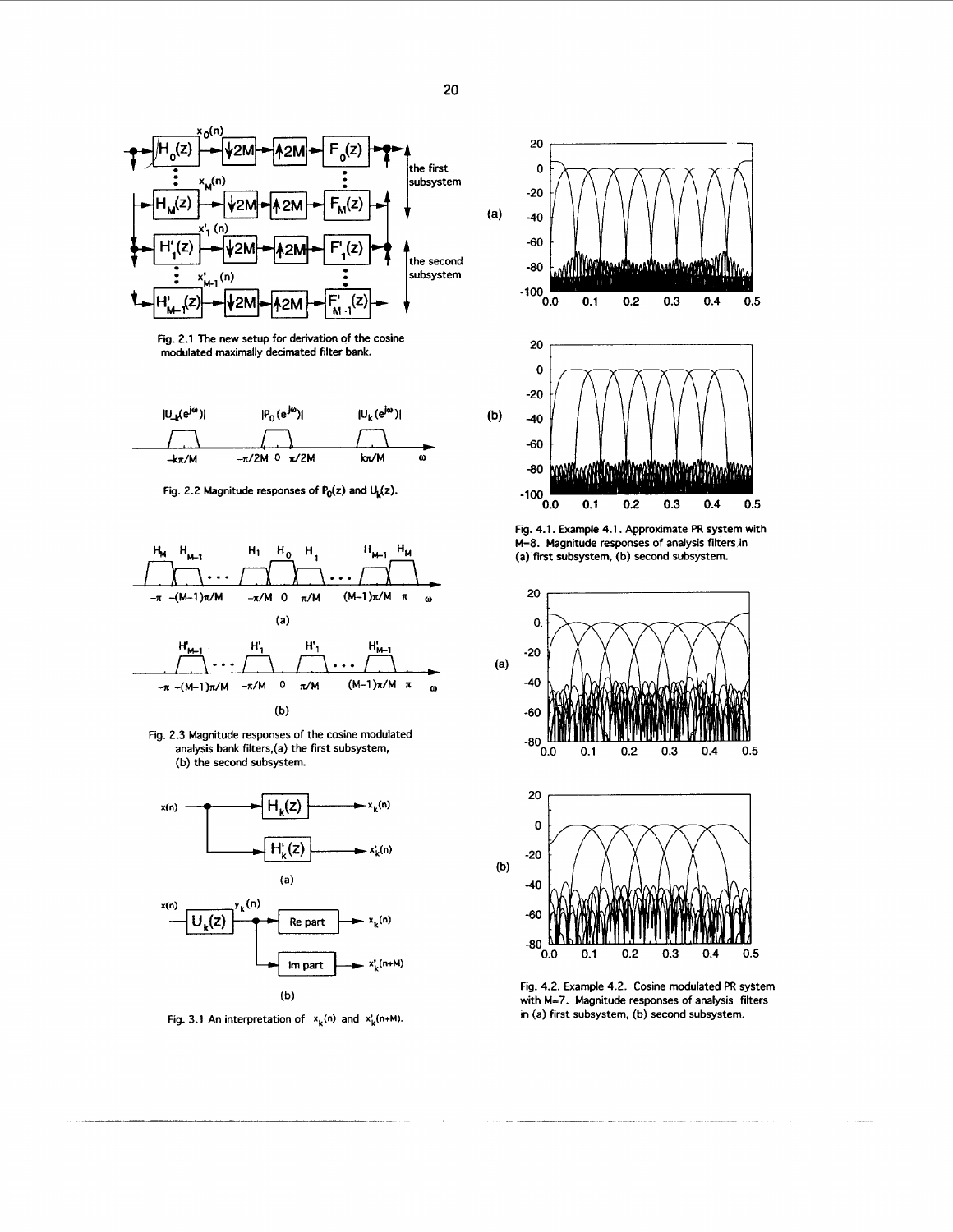the first subsystem

the second subsystem

Fig. 2.1 The new setup for derivation of the cosine modulated maximally decimated filter bank.

$|U_{-k}(e^{j\omega})|$ $|P_0(e^{j\omega})|$ $|U_k(e^{j\omega})|$

$-k\pi/M$ $-\pi/2M$ 0 $\pi/2M$ $k\pi/M$ $\omega$

Fig. 2.2 Magnitude responses of $P_0(z)$ and $U_k(z)$.

(a)

(b)

Fig. 2.3 Magnitude responses of the cosine modulated analysis bank filters,(a) the first subsystem, (b) the second subsystem.

(a)

(b)

Fig. 3.1 An interpretation of $x_k(n)$ and $x'_k(n+M)$.

(a)

(b)

Fig. 4.1. Example 4.1. Approximate PR system with M=8. Magnitude responses of analysis filters in (a) first subsystem, (b) second subsystem.

(a)

(b)

Fig. 4.2. Example 4.2. Cosine modulated PR system with M=7. Magnitude responses of analysis filters in (a) first subsystem, (b) second subsystem.